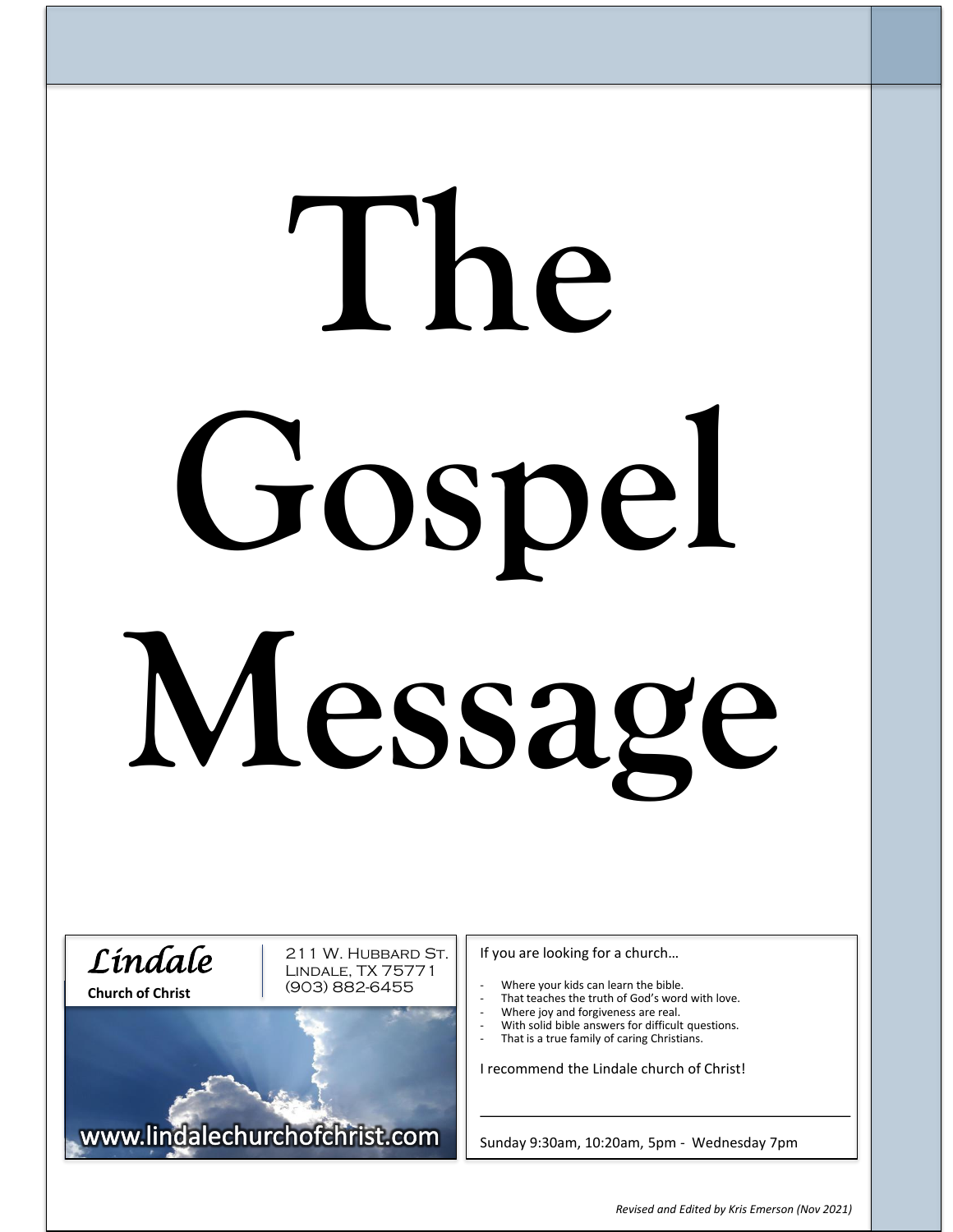# The Gospel Message

*Lindale*
**Church of Christ**

211 W. Hubbard St.
Lindale, TX 75771
(903) 882-6455

www.lindalechurchofchrist.com

If you are looking for a church…

- Where your kids can learn the bible.
- That teaches the truth of God's word with love.
- Where joy and forgiveness are real.
- With solid bible answers for difficult questions.
- That is a true family of caring Christians.

I recommend the Lindale church of Christ!

______________________________________

Sunday 9:30am, 10:20am, 5pm - Wednesday 7pm

*Revised and Edited by Kris Emerson (Nov 2021)*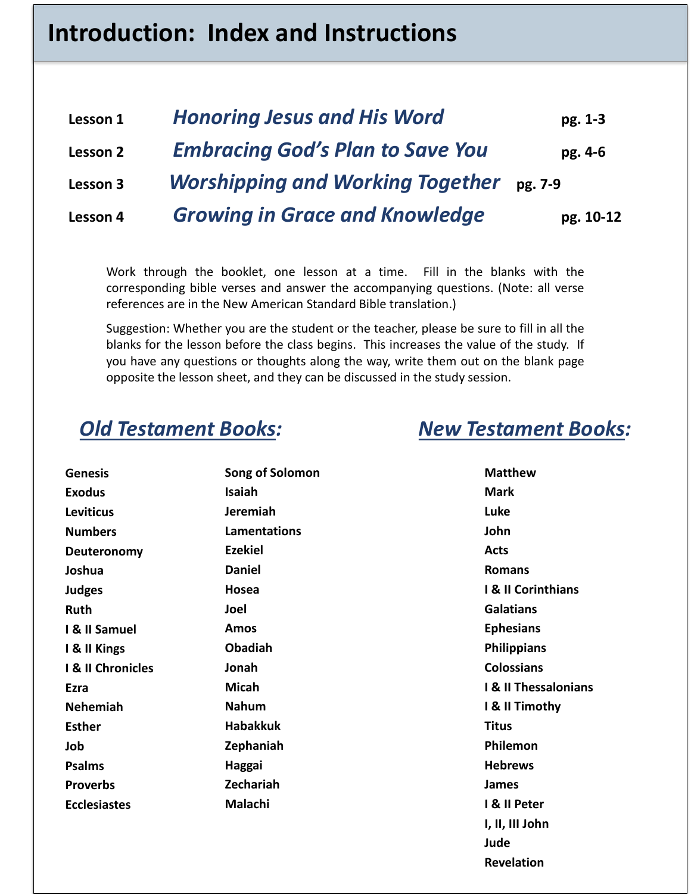# Introduction: Index and Instructions

| | | |
|---|---|---|
| **Lesson 1** | ***Honoring Jesus and His Word*** | **pg. 1-3** |
| **Lesson 2** | ***Embracing God's Plan to Save You*** | **pg. 4-6** |
| **Lesson 3** | ***Worshipping and Working Together*** | **pg. 7-9** |
| **Lesson 4** | ***Growing in Grace and Knowledge*** | **pg. 10-12** |

Work through the booklet, one lesson at a time. Fill in the blanks with the corresponding bible verses and answer the accompanying questions. (Note: all verse references are in the New American Standard Bible translation.)

Suggestion: Whether you are the student or the teacher, please be sure to fill in all the blanks for the lesson before the class begins. This increases the value of the study. If you have any questions or thoughts along the way, write them out on the blank page opposite the lesson sheet, and they can be discussed in the study session.

## *Old Testament Books:*

**Genesis**
**Exodus**
**Leviticus**
**Numbers**
**Deuteronomy**
**Joshua**
**Judges**
**Ruth**
**I & II Samuel**
**I & II Kings**
**I & II Chronicles**
**Ezra**
**Nehemiah**
**Esther**
**Job**
**Psalms**
**Proverbs**
**Ecclesiastes**
**Song of Solomon**
**Isaiah**
**Jeremiah**
**Lamentations**
**Ezekiel**
**Daniel**
**Hosea**
**Joel**
**Amos**
**Obadiah**
**Jonah**
**Micah**
**Nahum**
**Habakkuk**
**Zephaniah**
**Haggai**
**Zechariah**
**Malachi**

## *New Testament Books:*

**Matthew**
**Mark**
**Luke**
**John**
**Acts**
**Romans**
**I & II Corinthians**
**Galatians**
**Ephesians**
**Philippians**
**Colossians**
**I & II Thessalonians**
**I & II Timothy**
**Titus**
**Philemon**
**Hebrews**
**James**
**I & II Peter**
**I, II, III John**
**Jude**
**Revelation**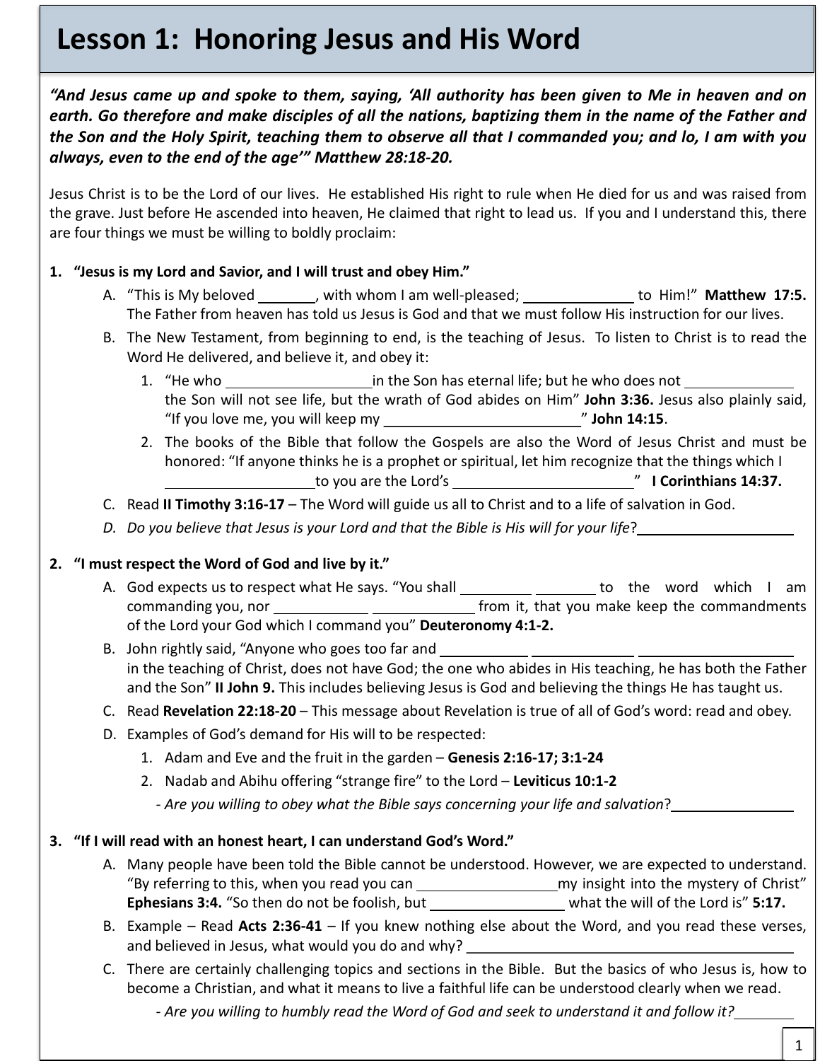# Lesson 1: Honoring Jesus and His Word

***"And Jesus came up and spoke to them, saying, 'All authority has been given to Me in heaven and on earth. Go therefore and make disciples of all the nations, baptizing them in the name of the Father and the Son and the Holy Spirit, teaching them to observe all that I commanded you; and lo, I am with you always, even to the end of the age'" Matthew 28:18-20.***

Jesus Christ is to be the Lord of our lives. He established His right to rule when He died for us and was raised from the grave. Just before He ascended into heaven, He claimed that right to lead us. If you and I understand this, there are four things we must be willing to boldly proclaim:

1. **"Jesus is my Lord and Savior, and I will trust and obey Him."**
   - A. "This is My beloved _______, with whom I am well-pleased; _____________ to Him!" **Matthew 17:5.** The Father from heaven has told us Jesus is God and that we must follow His instruction for our lives.
   - B. The New Testament, from beginning to end, is the teaching of Jesus. To listen to Christ is to read the Word He delivered, and believe it, and obey it:
     1. "He who _________________ in the Son has eternal life; but he who does not ____________ the Son will not see life, but the wrath of God abides on Him" **John 3:36.** Jesus also plainly said, "If you love me, you will keep my _______________________" **John 14:15**.
     2. The books of the Bible that follow the Gospels are also the Word of Jesus Christ and must be honored: "If anyone thinks he is a prophet or spiritual, let him recognize that the things which I _________________ to you are the Lord's _____________________" **I Corinthians 14:37.**
   - C. Read **II Timothy 3:16-17** – The Word will guide us all to Christ and to a life of salvation in God.
   - D. *Do you believe that Jesus is your Lord and that the Bible is His will for your life*? __________________

2. **"I must respect the Word of God and live by it."**
   - A. God expects us to respect what He says. "You shall _________ ________ to the word which I am commanding you, nor ___________ ____________ from it, that you make keep the commandments of the Lord your God which I command you" **Deuteronomy 4:1-2.**
   - B. John rightly said, "Anyone who goes too far and ___________ ____________ ___________________ in the teaching of Christ, does not have God; the one who abides in His teaching, he has both the Father and the Son" **II John 9.** This includes believing Jesus is God and believing the things He has taught us.
   - C. Read **Revelation 22:18-20** – This message about Revelation is true of all of God's word: read and obey.
   - D. Examples of God's demand for His will to be respected:
     1. Adam and Eve and the fruit in the garden – **Genesis 2:16-17; 3:1-24**
     2. Nadab and Abihu offering "strange fire" to the Lord – **Leviticus 10:1-2**

     *- Are you willing to obey what the Bible says concerning your life and salvation*? ______________

3. **"If I will read with an honest heart, I can understand God's Word."**
   - A. Many people have been told the Bible cannot be understood. However, we are expected to understand. "By referring to this, when you read you can _________________ my insight into the mystery of Christ" **Ephesians 3:4.** "So then do not be foolish, but _________________ what the will of the Lord is" **5:17.**
   - B. Example – Read **Acts 2:36-41** – If you knew nothing else about the Word, and you read these verses, and believed in Jesus, what would you do and why? _________________________________________
   - C. There are certainly challenging topics and sections in the Bible. But the basics of who Jesus is, how to become a Christian, and what it means to live a faithful life can be understood clearly when we read.

     *- Are you willing to humbly read the Word of God and seek to understand it and follow it?* ________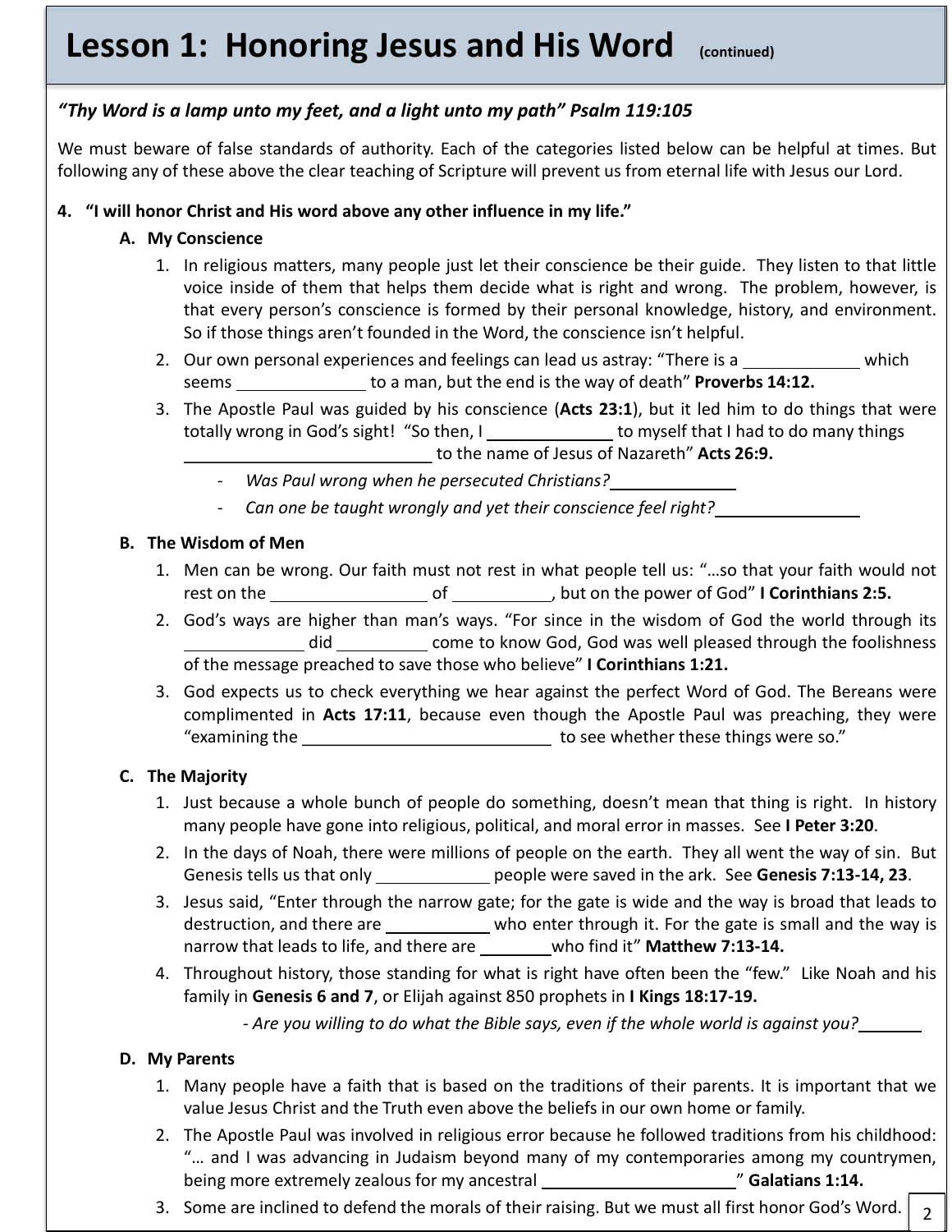# Lesson 1: Honoring Jesus and His Word (continued)

***"Thy Word is a lamp unto my feet, and a light unto my path" Psalm 119:105***

We must beware of false standards of authority. Each of the categories listed below can be helpful at times. But following any of these above the clear teaching of Scripture will prevent us from eternal life with Jesus our Lord.

**4. "I will honor Christ and His word above any other influence in my life."**

**A. My Conscience**

1. In religious matters, many people just let their conscience be their guide. They listen to that little voice inside of them that helps them decide what is right and wrong. The problem, however, is that every person's conscience is formed by their personal knowledge, history, and environment. So if those things aren't founded in the Word, the conscience isn't helpful.
2. Our own personal experiences and feelings can lead us astray: "There is a ____________ which seems ______________ to a man, but the end is the way of death" **Proverbs 14:12.**
3. The Apostle Paul was guided by his conscience (**Acts 23:1**), but it led him to do things that were totally wrong in God's sight! "So then, I _____________ to myself that I had to do many things ___________________________ to the name of Jesus of Nazareth" **Acts 26:9.**
   - *Was Paul wrong when he persecuted Christians?* ______________
   - *Can one be taught wrongly and yet their conscience feel right?* ________________

**B. The Wisdom of Men**

1. Men can be wrong. Our faith must not rest in what people tell us: "…so that your faith would not rest on the _________________ of ___________, but on the power of God" **I Corinthians 2:5.**
2. God's ways are higher than man's ways. "For since in the wisdom of God the world through its _____________ did __________ come to know God, God was well pleased through the foolishness of the message preached to save those who believe" **I Corinthians 1:21.**
3. God expects us to check everything we hear against the perfect Word of God. The Bereans were complimented in **Acts 17:11**, because even though the Apostle Paul was preaching, they were "examining the ___________________________ to see whether these things were so."

**C. The Majority**

1. Just because a whole bunch of people do something, doesn't mean that thing is right. In history many people have gone into religious, political, and moral error in masses. See **I Peter 3:20**.
2. In the days of Noah, there were millions of people on the earth. They all went the way of sin. But Genesis tells us that only ____________ people were saved in the ark. See **Genesis 7:13-14, 23**.
3. Jesus said, "Enter through the narrow gate; for the gate is wide and the way is broad that leads to destruction, and there are ___________ who enter through it. For the gate is small and the way is narrow that leads to life, and there are ________who find it" **Matthew 7:13-14.**
4. Throughout history, those standing for what is right have often been the "few." Like Noah and his family in **Genesis 6 and 7**, or Elijah against 850 prophets in **I Kings 18:17-19.**

   *- Are you willing to do what the Bible says, even if the whole world is against you?* _______

**D. My Parents**

1. Many people have a faith that is based on the traditions of their parents. It is important that we value Jesus Christ and the Truth even above the beliefs in our own home or family.
2. The Apostle Paul was involved in religious error because he followed traditions from his childhood: "… and I was advancing in Judaism beyond many of my contemporaries among my countrymen, being more extremely zealous for my ancestral _____________________" **Galatians 1:14.**
3. Some are inclined to defend the morals of their raising. But we must all first honor God's Word.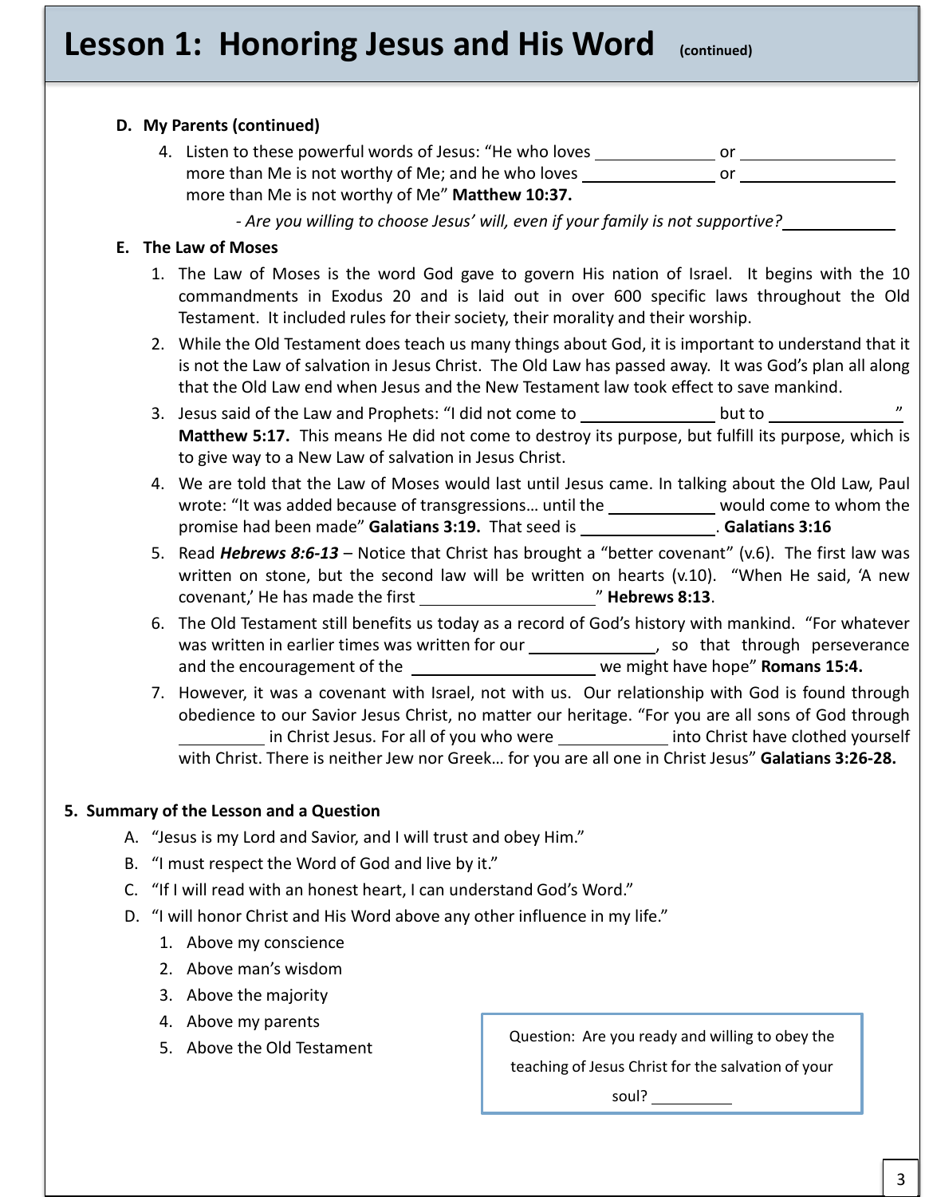# Lesson 1: Honoring Jesus and His Word (continued)

**D. My Parents (continued)**

4. Listen to these powerful words of Jesus: "He who loves ______________ or _________________ more than Me is not worthy of Me; and he who loves _______________ or _________________ more than Me is not worthy of Me" **Matthew 10:37.**

   *- Are you willing to choose Jesus' will, even if your family is not supportive?* ____________

**E. The Law of Moses**

1. The Law of Moses is the word God gave to govern His nation of Israel. It begins with the 10 commandments in Exodus 20 and is laid out in over 600 specific laws throughout the Old Testament. It included rules for their society, their morality and their worship.
2. While the Old Testament does teach us many things about God, it is important to understand that it is not the Law of salvation in Jesus Christ. The Old Law has passed away. It was God's plan all along that the Old Law end when Jesus and the New Testament law took effect to save mankind.
3. Jesus said of the Law and Prophets: "I did not come to _______________ but to _______________" **Matthew 5:17.** This means He did not come to destroy its purpose, but fulfill its purpose, which is to give way to a New Law of salvation in Jesus Christ.
4. We are told that the Law of Moses would last until Jesus came. In talking about the Old Law, Paul wrote: "It was added because of transgressions… until the ____________ would come to whom the promise had been made" **Galatians 3:19.** That seed is _______________. **Galatians 3:16**
5. Read ***Hebrews 8:6-13*** – Notice that Christ has brought a "better covenant" (v.6). The first law was written on stone, but the second law will be written on hearts (v.10). "When He said, 'A new covenant,' He has made the first ___________________" **Hebrews 8:13**.
6. The Old Testament still benefits us today as a record of God's history with mankind. "For whatever was written in earlier times was written for our ______________, so that through perseverance and the encouragement of the ____________________ we might have hope" **Romans 15:4.**
7. However, it was a covenant with Israel, not with us. Our relationship with God is found through obedience to our Savior Jesus Christ, no matter our heritage. "For you are all sons of God through __________ in Christ Jesus. For all of you who were _____________ into Christ have clothed yourself with Christ. There is neither Jew nor Greek… for you are all one in Christ Jesus" **Galatians 3:26-28.**

**5. Summary of the Lesson and a Question**

A. "Jesus is my Lord and Savior, and I will trust and obey Him."
B. "I must respect the Word of God and live by it."
C. "If I will read with an honest heart, I can understand God's Word."
D. "I will honor Christ and His Word above any other influence in my life."
   1. Above my conscience
   2. Above man's wisdom
   3. Above the majority
   4. Above my parents
   5. Above the Old Testament

Question: Are you ready and willing to obey the teaching of Jesus Christ for the salvation of your soul? __________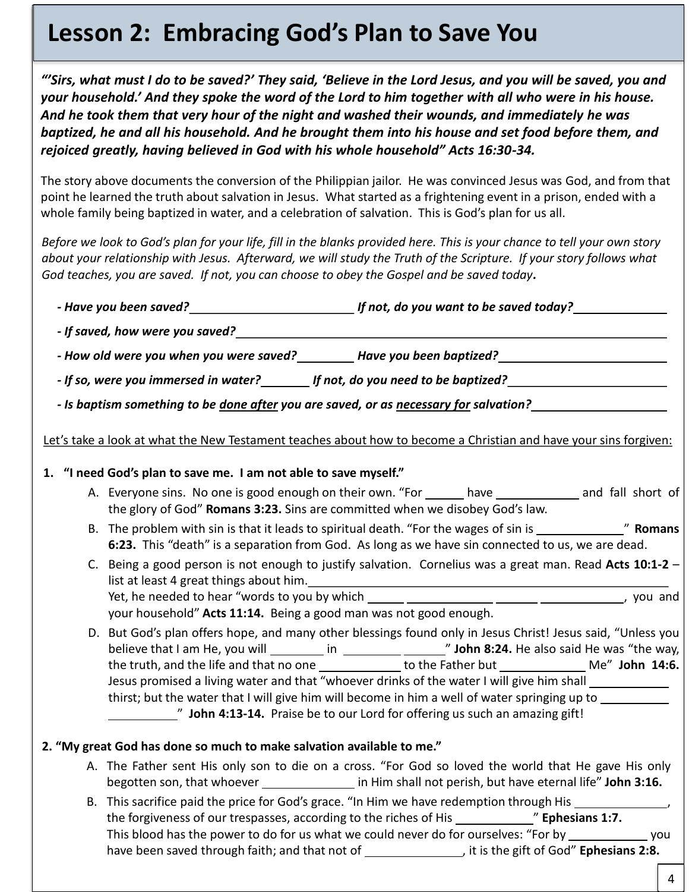# Lesson 2: Embracing God's Plan to Save You

***"'Sirs, what must I do to be saved?' They said, 'Believe in the Lord Jesus, and you will be saved, you and your household.' And they spoke the word of the Lord to him together with all who were in his house. And he took them that very hour of the night and washed their wounds, and immediately he was baptized, he and all his household. And he brought them into his house and set food before them, and rejoiced greatly, having believed in God with his whole household" Acts 16:30-34.***

The story above documents the conversion of the Philippian jailor. He was convinced Jesus was God, and from that point he learned the truth about salvation in Jesus. What started as a frightening event in a prison, ended with a whole family being baptized in water, and a celebration of salvation. This is God's plan for us all.

*Before we look to God's plan for your life, fill in the blanks provided here. This is your chance to tell your own story about your relationship with Jesus. Afterward, we will study the Truth of the Scripture. If your story follows what God teaches, you are saved. If not, you can choose to obey the Gospel and be saved today.*

***- Have you been saved?*** ________________________ ***If not, do you want to be saved today?*** ______________

***- If saved, how were you saved?*** ______________________________________________________________

***- How old were you when you were saved?*** ________ ***Have you been baptized?*** ________________________

***- If so, were you immersed in water?*** _______ ***If not, do you need to be baptized?*** ______________________

***- Is baptism something to be <u>done after</u> you are saved, or as <u>necessary for</u> salvation?*** ____________________

<u>Let's take a look at what the New Testament teaches about how to become a Christian and have your sins forgiven:</u>

**1. "I need God's plan to save me. I am not able to save myself."**

A. Everyone sins. No one is good enough on their own. "For ______ have ____________ and fall short of the glory of God" **Romans 3:23.** Sins are committed when we disobey God's law.

B. The problem with sin is that it leads to spiritual death. "For the wages of sin is _____________" **Romans 6:23.** This "death" is a separation from God. As long as we have sin connected to us, we are dead.

C. Being a good person is not enough to justify salvation. Cornelius was a great man. Read **Acts 10:1-2** – list at least 4 great things about him. ______________________________________________________
Yet, he needed to hear "words to you by which ______ _____________ ______ _____________, you and your household" **Acts 11:14.** Being a good man was not good enough.

D. But God's plan offers hope, and many other blessings found only in Jesus Christ! Jesus said, "Unless you believe that I am He, you will ________ in _________ ______" **John 8:24.** He also said He was "the way, the truth, and the life and that no one ____________ to the Father but _____________ Me" **John 14:6.** Jesus promised a living water and that "whoever drinks of the water I will give him shall ____________ thirst; but the water that I will give him will become in him a well of water springing up to __________ __________" **John 4:13-14.** Praise be to our Lord for offering us such an amazing gift!

**2. "My great God has done so much to make salvation available to me."**

A. The Father sent His only son to die on a cross. "For God so loved the world that He gave His only begotten son, that whoever ______________ in Him shall not perish, but have eternal life" **John 3:16.**

B. This sacrifice paid the price for God's grace. "In Him we have redemption through His ______________, the forgiveness of our trespasses, according to the riches of His ____________" **Ephesians 1:7.**
This blood has the power to do for us what we could never do for ourselves: "For by ____________ you have been saved through faith; and that not of _______________, it is the gift of God" **Ephesians 2:8.**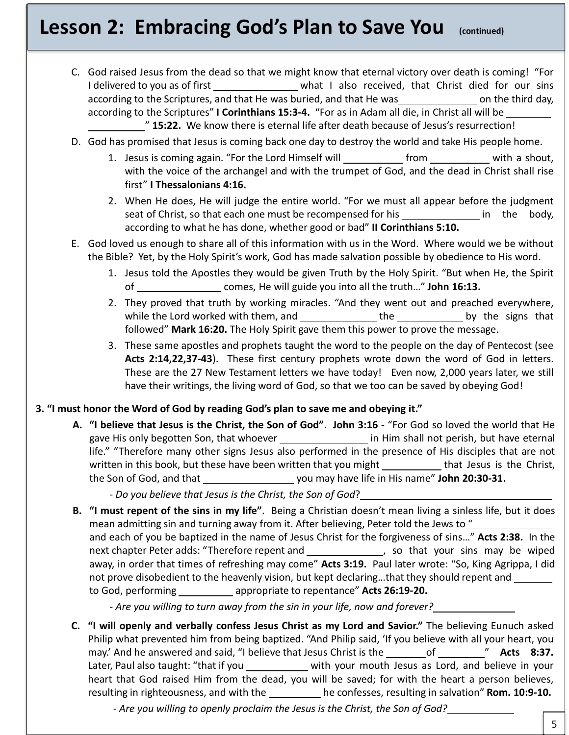# Lesson 2: Embracing God's Plan to Save You (continued)

C. God raised Jesus from the dead so that we might know that eternal victory over death is coming! "For I delivered to you as of first _______________ what I also received, that Christ died for our sins according to the Scriptures, and that He was buried, and that He was_____________ on the third day, according to the Scriptures" **I Corinthians 15:3-4.** "For as in Adam all die, in Christ all will be ________ __________" **15:22.** We know there is eternal life after death because of Jesus's resurrection!

D. God has promised that Jesus is coming back one day to destroy the world and take His people home.

1. Jesus is coming again. "For the Lord Himself will ___________ from ___________ with a shout, with the voice of the archangel and with the trumpet of God, and the dead in Christ shall rise first" **I Thessalonians 4:16.**
2. When He does, He will judge the entire world. "For we must all appear before the judgment seat of Christ, so that each one must be recompensed for his ______________ in the body, according to what he has done, whether good or bad" **II Corinthians 5:10.**

E. God loved us enough to share all of this information with us in the Word. Where would we be without the Bible? Yet, by the Holy Spirit's work, God has made salvation possible by obedience to His word.

1. Jesus told the Apostles they would be given Truth by the Holy Spirit. "But when He, the Spirit of _______________ comes, He will guide you into all the truth…" **John 16:13.**
2. They proved that truth by working miracles. "And they went out and preached everywhere, while the Lord worked with them, and _____________ the ____________ by the signs that followed" **Mark 16:20.** The Holy Spirit gave them this power to prove the message.
3. These same apostles and prophets taught the word to the people on the day of Pentecost (see **Acts 2:14,22,37-43**). These first century prophets wrote down the word of God in letters. These are the 27 New Testament letters we have today! Even now, 2,000 years later, we still have their writings, the living word of God, so that we too can be saved by obeying God!

## 3. "I must honor the Word of God by reading God's plan to save me and obeying it."

**A. "I believe that Jesus is the Christ, the Son of God"**. **John 3:16 -** "For God so loved the world that He gave His only begotten Son, that whoever ________________ in Him shall not perish, but have eternal life." "Therefore many other signs Jesus also performed in the presence of His disciples that are not written in this book, but these have been written that you might ___________ that Jesus is the Christ, the Son of God, and that ________________ you may have life in His name" **John 20:30-31.**

*- Do you believe that Jesus is the Christ, the Son of God*?___________________________________

**B. "I must repent of the sins in my life"**. Being a Christian doesn't mean living a sinless life, but it does mean admitting sin and turning away from it. After believing, Peter told the Jews to "_______________ and each of you be baptized in the name of Jesus Christ for the forgiveness of sins…" **Acts 2:38.** In the next chapter Peter adds: "Therefore repent and ______________, so that your sins may be wiped away, in order that times of refreshing may come" **Acts 3:19.** Paul later wrote: "So, King Agrippa, I did not prove disobedient to the heavenly vision, but kept declaring…that they should repent and _______ to God, performing __________ appropriate to repentance" **Acts 26:19-20.**

*- Are you willing to turn away from the sin in your life, now and forever?*_______________

**C. "I will openly and verbally confess Jesus Christ as my Lord and Savior."** The believing Eunuch asked Philip what prevented him from being baptized. "And Philip said, 'If you believe with all your heart, you may.' And he answered and said, "I believe that Jesus Christ is the ________of _________" **Acts 8:37.** Later, Paul also taught: "that if you ____________ with your mouth Jesus as Lord, and believe in your heart that God raised Him from the dead, you will be saved; for with the heart a person believes, resulting in righteousness, and with the __________ he confesses, resulting in salvation" **Rom. 10:9-10.**

*- Are you willing to openly proclaim the Jesus is the Christ, the Son of God?*____________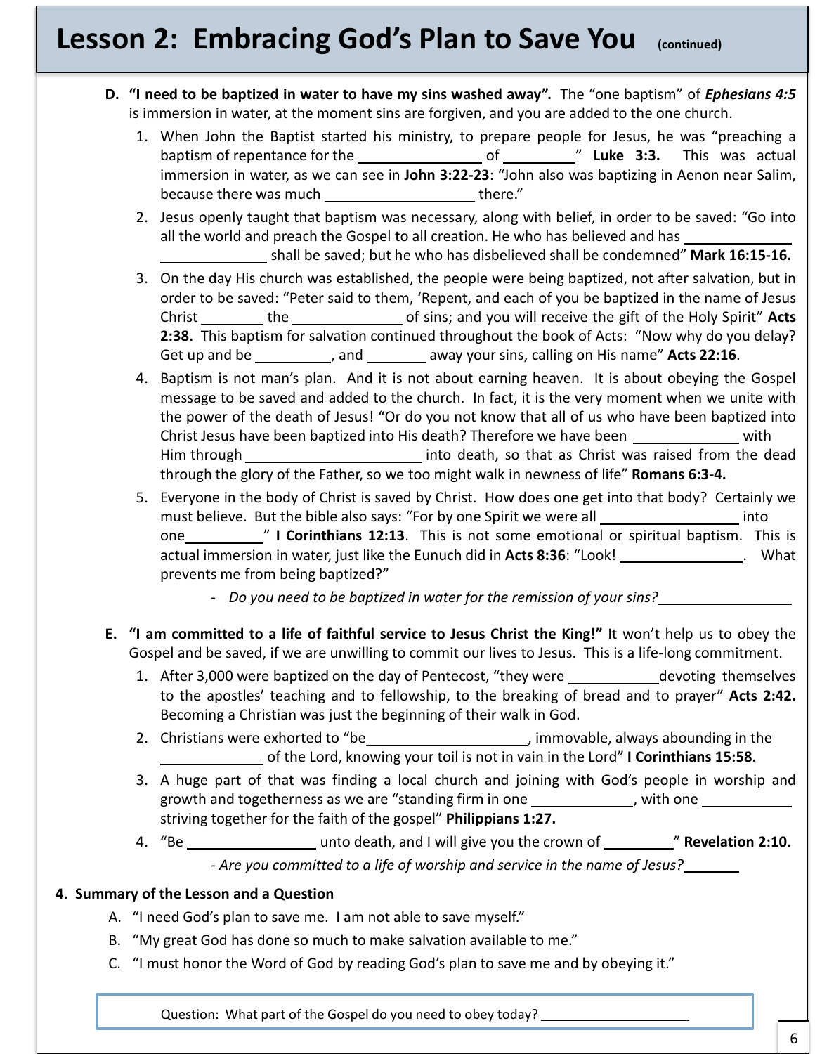# Lesson 2: Embracing God's Plan to Save You (continued)

D. **"I need to be baptized in water to have my sins washed away".** The "one baptism" of ***Ephesians 4:5*** is immersion in water, at the moment sins are forgiven, and you are added to the one church.

1. When John the Baptist started his ministry, to prepare people for Jesus, he was "preaching a baptism of repentance for the _______________ of _________" **Luke 3:3.** This was actual immersion in water, as we can see in **John 3:22-23**: "John also was baptizing in Aenon near Salim, because there was much ___________________ there."
2. Jesus openly taught that baptism was necessary, along with belief, in order to be saved: "Go into all the world and preach the Gospel to all creation. He who has believed and has _____________ _____________ shall be saved; but he who has disbelieved shall be condemned" **Mark 16:15-16.**
3. On the day His church was established, the people were being baptized, not after salvation, but in order to be saved: "Peter said to them, 'Repent, and each of you be baptized in the name of Jesus Christ ________ the ______________ of sins; and you will receive the gift of the Holy Spirit" **Acts 2:38.** This baptism for salvation continued throughout the book of Acts: "Now why do you delay? Get up and be __________, and ________ away your sins, calling on His name" **Acts 22:16**.
4. Baptism is not man's plan. And it is not about earning heaven. It is about obeying the Gospel message to be saved and added to the church. In fact, it is the very moment when we unite with the power of the death of Jesus! "Or do you not know that all of us who have been baptized into Christ Jesus have been baptized into His death? Therefore we have been _____________ with Him through _______________________ into death, so that as Christ was raised from the dead through the glory of the Father, so we too might walk in newness of life" **Romans 6:3-4.**
5. Everyone in the body of Christ is saved by Christ. How does one get into that body? Certainly we must believe. But the bible also says: "For by one Spirit we were all __________________ into one__________" **I Corinthians 12:13**. This is not some emotional or spiritual baptism. This is actual immersion in water, just like the Eunuch did in **Acts 8:36**: "Look! ________________. What prevents me from being baptized?"
   - *Do you need to be baptized in water for the remission of your sins?*_________________

E. **"I am committed to a life of faithful service to Jesus Christ the King!"** It won't help us to obey the Gospel and be saved, if we are unwilling to commit our lives to Jesus. This is a life-long commitment.

1. After 3,000 were baptized on the day of Pentecost, "they were ___________devoting themselves to the apostles' teaching and to fellowship, to the breaking of bread and to prayer" **Acts 2:42.** Becoming a Christian was just the beginning of their walk in God.
2. Christians were exhorted to "be____________________, immovable, always abounding in the _____________ of the Lord, knowing your toil is not in vain in the Lord" **I Corinthians 15:58.**
3. A huge part of that was finding a local church and joining with God's people in worship and growth and togetherness as we are "standing firm in one _____________, with one ____________ striving together for the faith of the gospel" **Philippians 1:27.**
4. "Be _________________ unto death, and I will give you the crown of _________" **Revelation 2:10.**
   - *Are you committed to a life of worship and service in the name of Jesus?*_______

## 4. Summary of the Lesson and a Question

A. "I need God's plan to save me. I am not able to save myself."

B. "My great God has done so much to make salvation available to me."

C. "I must honor the Word of God by reading God's plan to save me and by obeying it."

Question: What part of the Gospel do you need to obey today? ____________________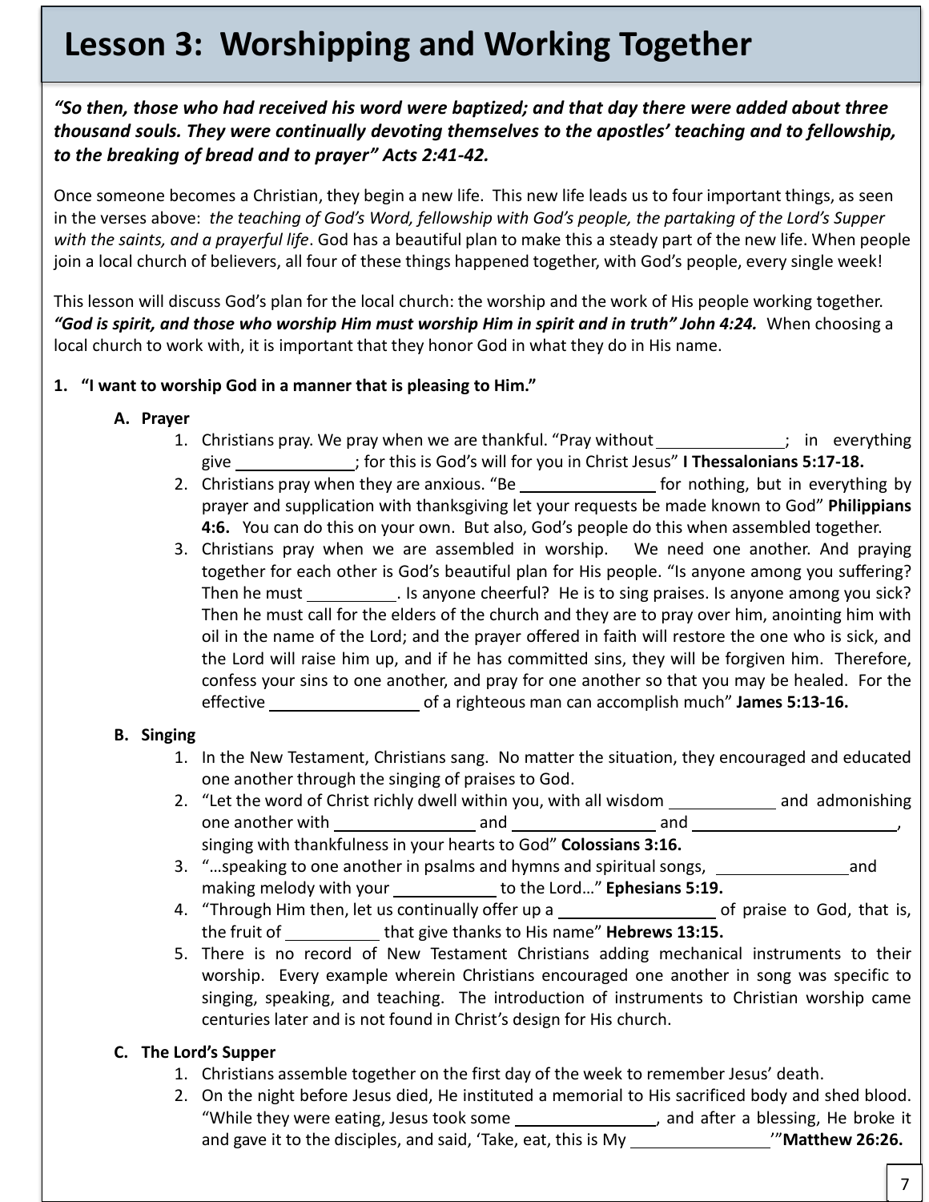# Lesson 3: Worshipping and Working Together

***"So then, those who had received his word were baptized; and that day there were added about three thousand souls. They were continually devoting themselves to the apostles' teaching and to fellowship, to the breaking of bread and to prayer" Acts 2:41-42.***

Once someone becomes a Christian, they begin a new life. This new life leads us to four important things, as seen in the verses above: *the teaching of God's Word, fellowship with God's people, the partaking of the Lord's Supper with the saints, and a prayerful life*. God has a beautiful plan to make this a steady part of the new life. When people join a local church of believers, all four of these things happened together, with God's people, every single week!

This lesson will discuss God's plan for the local church: the worship and the work of His people working together. ***"God is spirit, and those who worship Him must worship Him in spirit and in truth" John 4:24.*** When choosing a local church to work with, it is important that they honor God in what they do in His name.

**1. "I want to worship God in a manner that is pleasing to Him."**

**A. Prayer**

1. Christians pray. We pray when we are thankful. "Pray without ______________; in everything give _____________; for this is God's will for you in Christ Jesus" **I Thessalonians 5:17-18.**
2. Christians pray when they are anxious. "Be _______________ for nothing, but in everything by prayer and supplication with thanksgiving let your requests be made known to God" **Philippians 4:6.** You can do this on your own. But also, God's people do this when assembled together.
3. Christians pray when we are assembled in worship. We need one another. And praying together for each other is God's beautiful plan for His people. "Is anyone among you suffering? Then he must __________. Is anyone cheerful? He is to sing praises. Is anyone among you sick? Then he must call for the elders of the church and they are to pray over him, anointing him with oil in the name of the Lord; and the prayer offered in faith will restore the one who is sick, and the Lord will raise him up, and if he has committed sins, they will be forgiven him. Therefore, confess your sins to one another, and pray for one another so that you may be healed. For the effective _________________ of a righteous man can accomplish much" **James 5:13-16.**

**B. Singing**

1. In the New Testament, Christians sang. No matter the situation, they encouraged and educated one another through the singing of praises to God.
2. "Let the word of Christ richly dwell within you, with all wisdom ____________ and admonishing one another with ________________ and ________________ and _______________________, singing with thankfulness in your hearts to God" **Colossians 3:16.**
3. "…speaking to one another in psalms and hymns and spiritual songs, _______________and making melody with your ____________ to the Lord…" **Ephesians 5:19.**
4. "Through Him then, let us continually offer up a __________________ of praise to God, that is, the fruit of __________ that give thanks to His name" **Hebrews 13:15.**
5. There is no record of New Testament Christians adding mechanical instruments to their worship. Every example wherein Christians encouraged one another in song was specific to singing, speaking, and teaching. The introduction of instruments to Christian worship came centuries later and is not found in Christ's design for His church.

**C. The Lord's Supper**

1. Christians assemble together on the first day of the week to remember Jesus' death.
2. On the night before Jesus died, He instituted a memorial to His sacrificed body and shed blood. "While they were eating, Jesus took some ________________, and after a blessing, He broke it and gave it to the disciples, and said, 'Take, eat, this is My ________________'" **Matthew 26:26.**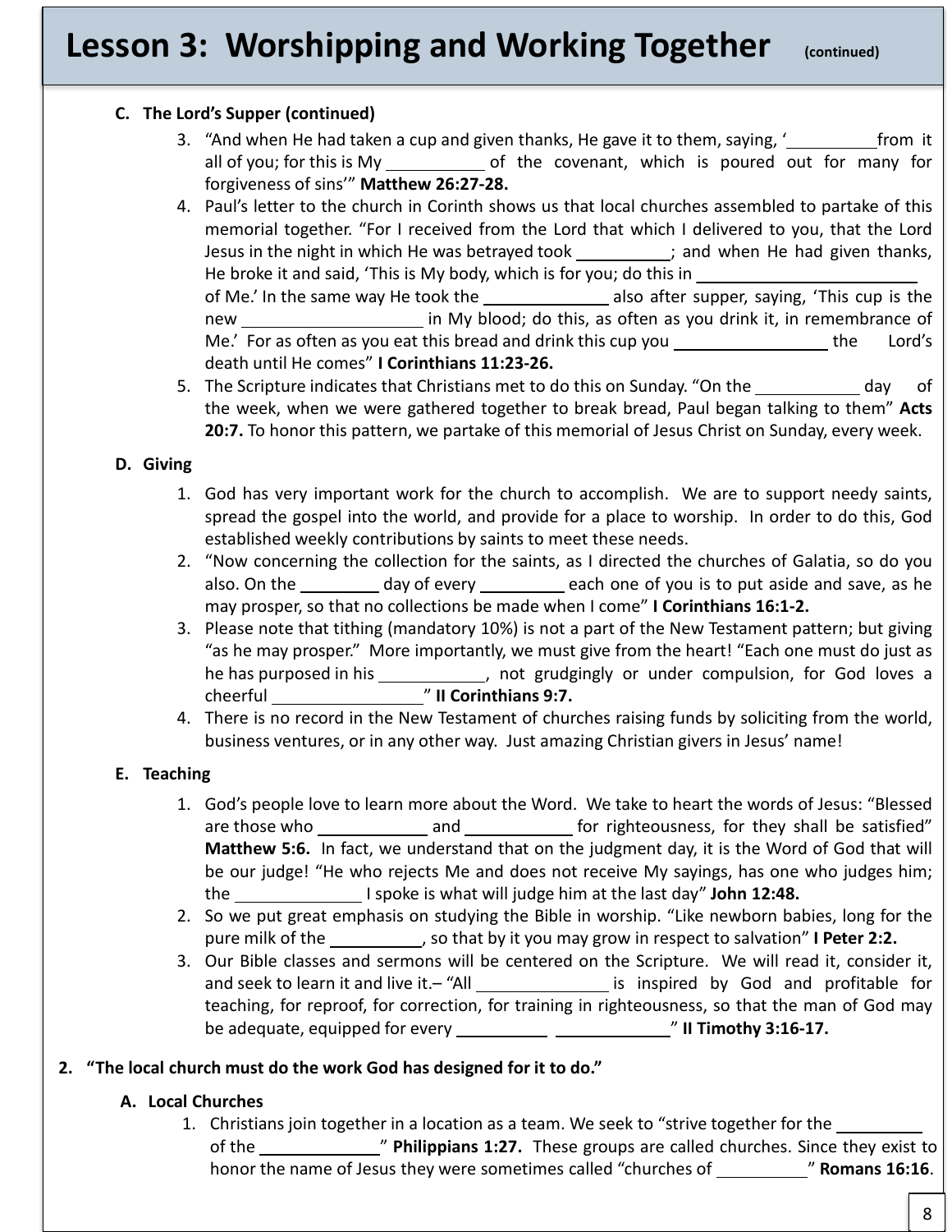# Lesson 3: Worshipping and Working Together (continued)

**C. The Lord's Supper (continued)**

3. "And when He had taken a cup and given thanks, He gave it to them, saying, '__________from it all of you; for this is My __________ of the covenant, which is poured out for many for forgiveness of sins'" **Matthew 26:27-28.**
4. Paul's letter to the church in Corinth shows us that local churches assembled to partake of this memorial together. "For I received from the Lord that which I delivered to you, that the Lord Jesus in the night in which He was betrayed took __________; and when He had given thanks, He broke it and said, 'This is My body, which is for you; do this in ________________________ of Me.' In the same way He took the ____________ also after supper, saying, 'This cup is the new __________________ in My blood; do this, as often as you drink it, in remembrance of Me.' For as often as you eat this bread and drink this cup you ________________ the Lord's death until He comes" **I Corinthians 11:23-26.**
5. The Scripture indicates that Christians met to do this on Sunday. "On the __________ day of the week, when we were gathered together to break bread, Paul began talking to them" **Acts 20:7.** To honor this pattern, we partake of this memorial of Jesus Christ on Sunday, every week.

**D. Giving**

1. God has very important work for the church to accomplish. We are to support needy saints, spread the gospel into the world, and provide for a place to worship. In order to do this, God established weekly contributions by saints to meet these needs.
2. "Now concerning the collection for the saints, as I directed the churches of Galatia, so do you also. On the ________ day of every _________ each one of you is to put aside and save, as he may prosper, so that no collections be made when I come" **I Corinthians 16:1-2.**
3. Please note that tithing (mandatory 10%) is not a part of the New Testament pattern; but giving "as he may prosper." More importantly, we must give from the heart! "Each one must do just as he has purposed in his __________, not grudgingly or under compulsion, for God loves a cheerful ______________" **II Corinthians 9:7.**
4. There is no record in the New Testament of churches raising funds by soliciting from the world, business ventures, or in any other way. Just amazing Christian givers in Jesus' name!

**E. Teaching**

1. God's people love to learn more about the Word. We take to heart the words of Jesus: "Blessed are those who __________ and __________ for righteousness, for they shall be satisfied" **Matthew 5:6.** In fact, we understand that on the judgment day, it is the Word of God that will be our judge! "He who rejects Me and does not receive My sayings, has one who judges him; the ____________ I spoke is what will judge him at the last day" **John 12:48.**
2. So we put great emphasis on studying the Bible in worship. "Like newborn babies, long for the pure milk of the _________, so that by it you may grow in respect to salvation" **I Peter 2:2.**
3. Our Bible classes and sermons will be centered on the Scripture. We will read it, consider it, and seek to learn it and live it.– "All ____________ is inspired by God and profitable for teaching, for reproof, for correction, for training in righteousness, so that the man of God may be adequate, equipped for every _________ ___________" **II Timothy 3:16-17.**

**2. "The local church must do the work God has designed for it to do."**

**A. Local Churches**

1. Christians join together in a location as a team. We seek to "strive together for the _________ of the ___________" **Philippians 1:27.** These groups are called churches. Since they exist to honor the name of Jesus they were sometimes called "churches of _________" **Romans 16:16**.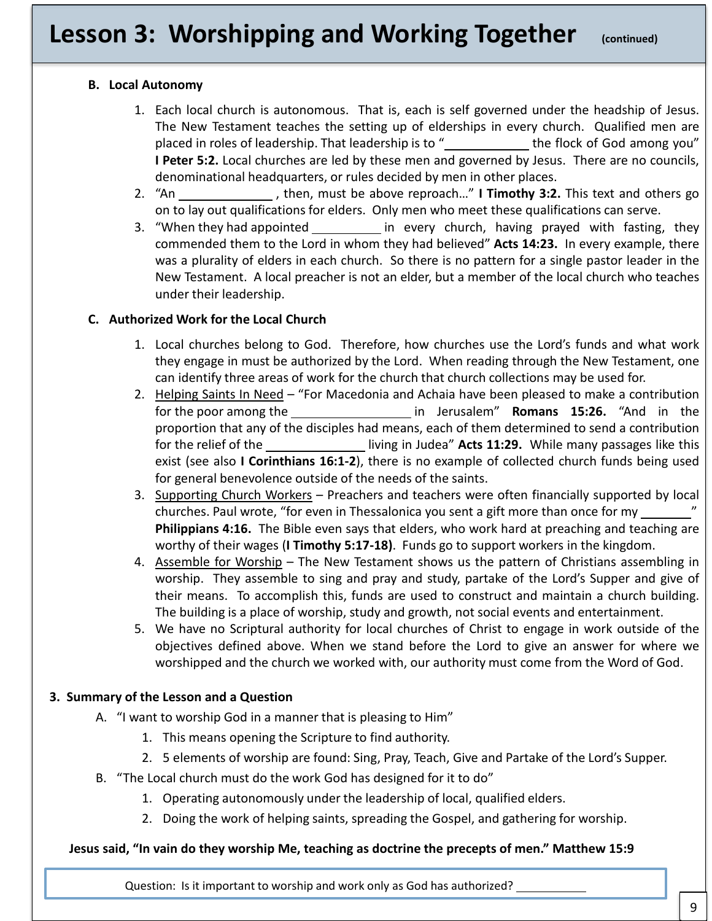# Lesson 3: Worshipping and Working Together (continued)

**B. Local Autonomy**

1. Each local church is autonomous. That is, each is self governed under the headship of Jesus. The New Testament teaches the setting up of elderships in every church. Qualified men are placed in roles of leadership. That leadership is to "____________ the flock of God among you" **I Peter 5:2.** Local churches are led by these men and governed by Jesus. There are no councils, denominational headquarters, or rules decided by men in other places.
2. "An ______________ , then, must be above reproach…" **I Timothy 3:2.** This text and others go on to lay out qualifications for elders. Only men who meet these qualifications can serve.
3. "When they had appointed __________ in every church, having prayed with fasting, they commended them to the Lord in whom they had believed" **Acts 14:23.** In every example, there was a plurality of elders in each church. So there is no pattern for a single pastor leader in the New Testament. A local preacher is not an elder, but a member of the local church who teaches under their leadership.

**C. Authorized Work for the Local Church**

1. Local churches belong to God. Therefore, how churches use the Lord's funds and what work they engage in must be authorized by the Lord. When reading through the New Testament, one can identify three areas of work for the church that church collections may be used for.
2. Helping Saints In Need – "For Macedonia and Achaia have been pleased to make a contribution for the poor among the _________________ in Jerusalem" **Romans 15:26.** "And in the proportion that any of the disciples had means, each of them determined to send a contribution for the relief of the ______________ living in Judea" **Acts 11:29.** While many passages like this exist (see also **I Corinthians 16:1-2**), there is no example of collected church funds being used for general benevolence outside of the needs of the saints.
3. Supporting Church Workers – Preachers and teachers were often financially supported by local churches. Paul wrote, "for even in Thessalonica you sent a gift more than once for my _______" **Philippians 4:16.** The Bible even says that elders, who work hard at preaching and teaching are worthy of their wages (**I Timothy 5:17-18**). Funds go to support workers in the kingdom.
4. Assemble for Worship – The New Testament shows us the pattern of Christians assembling in worship. They assemble to sing and pray and study, partake of the Lord's Supper and give of their means. To accomplish this, funds are used to construct and maintain a church building. The building is a place of worship, study and growth, not social events and entertainment.
5. We have no Scriptural authority for local churches of Christ to engage in work outside of the objectives defined above. When we stand before the Lord to give an answer for where we worshipped and the church we worked with, our authority must come from the Word of God.

**3. Summary of the Lesson and a Question**

A. "I want to worship God in a manner that is pleasing to Him"
   1. This means opening the Scripture to find authority.
   2. 5 elements of worship are found: Sing, Pray, Teach, Give and Partake of the Lord's Supper.

B. "The Local church must do the work God has designed for it to do"
   1. Operating autonomously under the leadership of local, qualified elders.
   2. Doing the work of helping saints, spreading the Gospel, and gathering for worship.

**Jesus said, "In vain do they worship Me, teaching as doctrine the precepts of men." Matthew 15:9**

Question: Is it important to worship and work only as God has authorized? ___________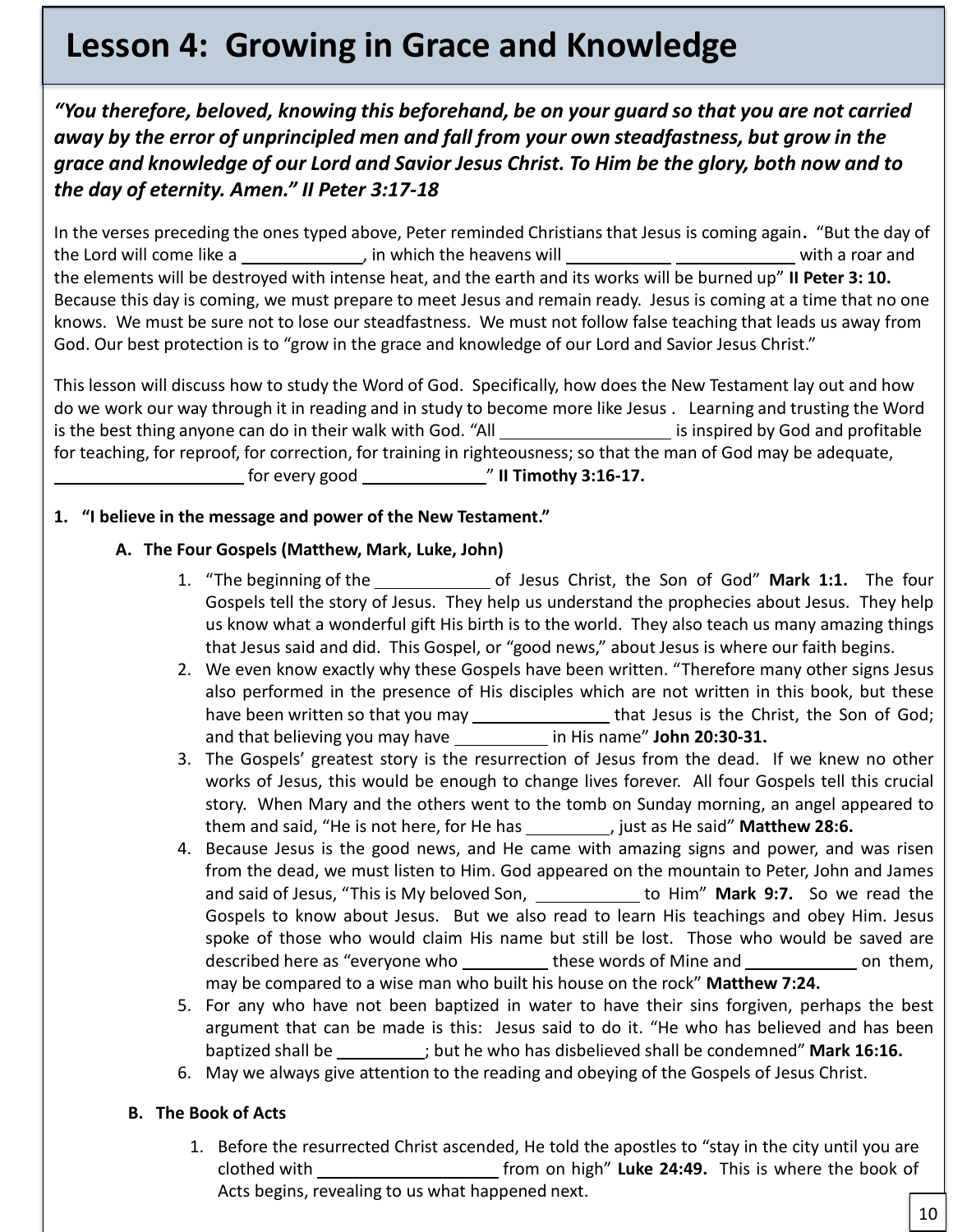# Lesson 4: Growing in Grace and Knowledge

***"You therefore, beloved, knowing this beforehand, be on your guard so that you are not carried away by the error of unprincipled men and fall from your own steadfastness, but grow in the grace and knowledge of our Lord and Savior Jesus Christ. To Him be the glory, both now and to the day of eternity. Amen." II Peter 3:17-18***

In the verses preceding the ones typed above, Peter reminded Christians that Jesus is coming again**.** "But the day of the Lord will come like a _____________, in which the heavens will ___________ _____________ with a roar and the elements will be destroyed with intense heat, and the earth and its works will be burned up" **II Peter 3: 10.** Because this day is coming, we must prepare to meet Jesus and remain ready. Jesus is coming at a time that no one knows. We must be sure not to lose our steadfastness. We must not follow false teaching that leads us away from God. Our best protection is to "grow in the grace and knowledge of our Lord and Savior Jesus Christ."

This lesson will discuss how to study the Word of God. Specifically, how does the New Testament lay out and how do we work our way through it in reading and in study to become more like Jesus . Learning and trusting the Word is the best thing anyone can do in their walk with God. "All __________________ is inspired by God and profitable for teaching, for reproof, for correction, for training in righteousness; so that the man of God may be adequate, _____________________ for every good _____________" **II Timothy 3:16-17.**

**1. "I believe in the message and power of the New Testament."**

**A. The Four Gospels (Matthew, Mark, Luke, John)**

1. "The beginning of the ____________ of Jesus Christ, the Son of God" **Mark 1:1.** The four Gospels tell the story of Jesus. They help us understand the prophecies about Jesus. They help us know what a wonderful gift His birth is to the world. They also teach us many amazing things that Jesus said and did. This Gospel, or "good news," about Jesus is where our faith begins.
2. We even know exactly why these Gospels have been written. "Therefore many other signs Jesus also performed in the presence of His disciples which are not written in this book, but these have been written so that you may _______________ that Jesus is the Christ, the Son of God; and that believing you may have __________ in His name" **John 20:30-31.**
3. The Gospels' greatest story is the resurrection of Jesus from the dead. If we knew no other works of Jesus, this would be enough to change lives forever. All four Gospels tell this crucial story. When Mary and the others went to the tomb on Sunday morning, an angel appeared to them and said, "He is not here, for He has _________, just as He said" **Matthew 28:6.**
4. Because Jesus is the good news, and He came with amazing signs and power, and was risen from the dead, we must listen to Him. God appeared on the mountain to Peter, John and James and said of Jesus, "This is My beloved Son, ___________ to Him" **Mark 9:7.** So we read the Gospels to know about Jesus. But we also read to learn His teachings and obey Him. Jesus spoke of those who would claim His name but still be lost. Those who would be saved are described here as "everyone who _________ these words of Mine and ____________ on them, may be compared to a wise man who built his house on the rock" **Matthew 7:24.**
5. For any who have not been baptized in water to have their sins forgiven, perhaps the best argument that can be made is this: Jesus said to do it. "He who has believed and has been baptized shall be _________; but he who has disbelieved shall be condemned" **Mark 16:16.**
6. May we always give attention to the reading and obeying of the Gospels of Jesus Christ.

**B. The Book of Acts**

1. Before the resurrected Christ ascended, He told the apostles to "stay in the city until you are clothed with ____________________ from on high" **Luke 24:49.** This is where the book of Acts begins, revealing to us what happened next.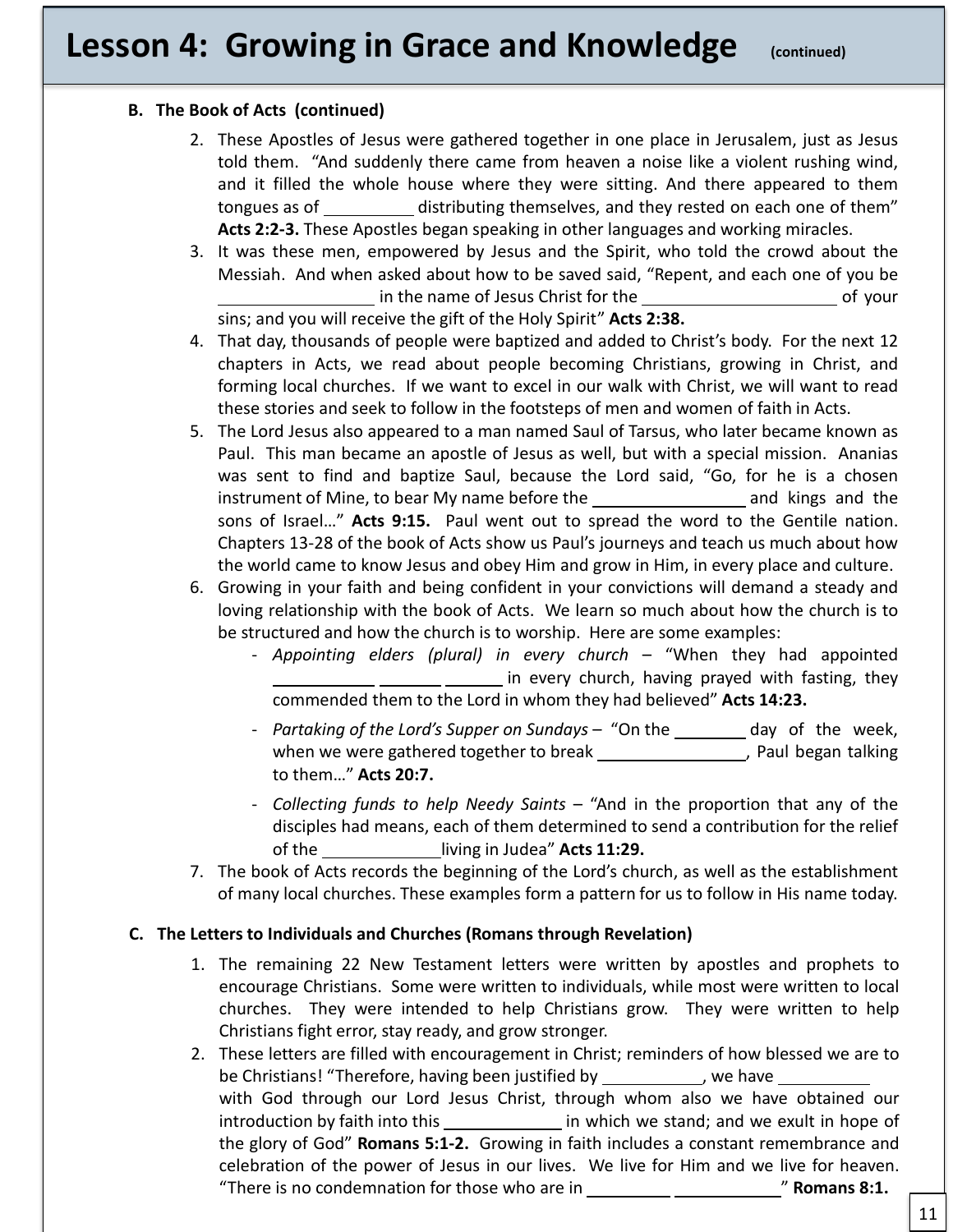# Lesson 4: Growing in Grace and Knowledge (continued)

**B. The Book of Acts (continued)**

2. These Apostles of Jesus were gathered together in one place in Jerusalem, just as Jesus told them. "And suddenly there came from heaven a noise like a violent rushing wind, and it filled the whole house where they were sitting. And there appeared to them tongues as of __________ distributing themselves, and they rested on each one of them" **Acts 2:2-3.** These Apostles began speaking in other languages and working miracles.
3. It was these men, empowered by Jesus and the Spirit, who told the crowd about the Messiah. And when asked about how to be saved said, "Repent, and each one of you be _________________ in the name of Jesus Christ for the _____________________ of your sins; and you will receive the gift of the Holy Spirit" **Acts 2:38.**
4. That day, thousands of people were baptized and added to Christ's body. For the next 12 chapters in Acts, we read about people becoming Christians, growing in Christ, and forming local churches. If we want to excel in our walk with Christ, we will want to read these stories and seek to follow in the footsteps of men and women of faith in Acts.
5. The Lord Jesus also appeared to a man named Saul of Tarsus, who later became known as Paul. This man became an apostle of Jesus as well, but with a special mission. Ananias was sent to find and baptize Saul, because the Lord said, "Go, for he is a chosen instrument of Mine, to bear My name before the _________________ and kings and the sons of Israel…" **Acts 9:15.** Paul went out to spread the word to the Gentile nation. Chapters 13-28 of the book of Acts show us Paul's journeys and teach us much about how the world came to know Jesus and obey Him and grow in Him, in every place and culture.
6. Growing in your faith and being confident in your convictions will demand a steady and loving relationship with the book of Acts. We learn so much about how the church is to be structured and how the church is to worship. Here are some examples:
   - *Appointing elders (plural) in every church* – "When they had appointed ___________ _______ ______ in every church, having prayed with fasting, they commended them to the Lord in whom they had believed" **Acts 14:23.**
   - *Partaking of the Lord's Supper on Sundays* – "On the ________ day of the week, when we were gathered together to break ________________, Paul began talking to them…" **Acts 20:7.**
   - *Collecting funds to help Needy Saints* – "And in the proportion that any of the disciples had means, each of them determined to send a contribution for the relief of the _____________ living in Judea" **Acts 11:29.**
7. The book of Acts records the beginning of the Lord's church, as well as the establishment of many local churches. These examples form a pattern for us to follow in His name today.

**C. The Letters to Individuals and Churches (Romans through Revelation)**

1. The remaining 22 New Testament letters were written by apostles and prophets to encourage Christians. Some were written to individuals, while most were written to local churches. They were intended to help Christians grow. They were written to help Christians fight error, stay ready, and grow stronger.
2. These letters are filled with encouragement in Christ; reminders of how blessed we are to be Christians! "Therefore, having been justified by ___________, we have __________ with God through our Lord Jesus Christ, through whom also we have obtained our introduction by faith into this _____________ in which we stand; and we exult in hope of the glory of God" **Romans 5:1-2.** Growing in faith includes a constant remembrance and celebration of the power of Jesus in our lives. We live for Him and we live for heaven. "There is no condemnation for those who are in _________ ___________" **Romans 8:1.**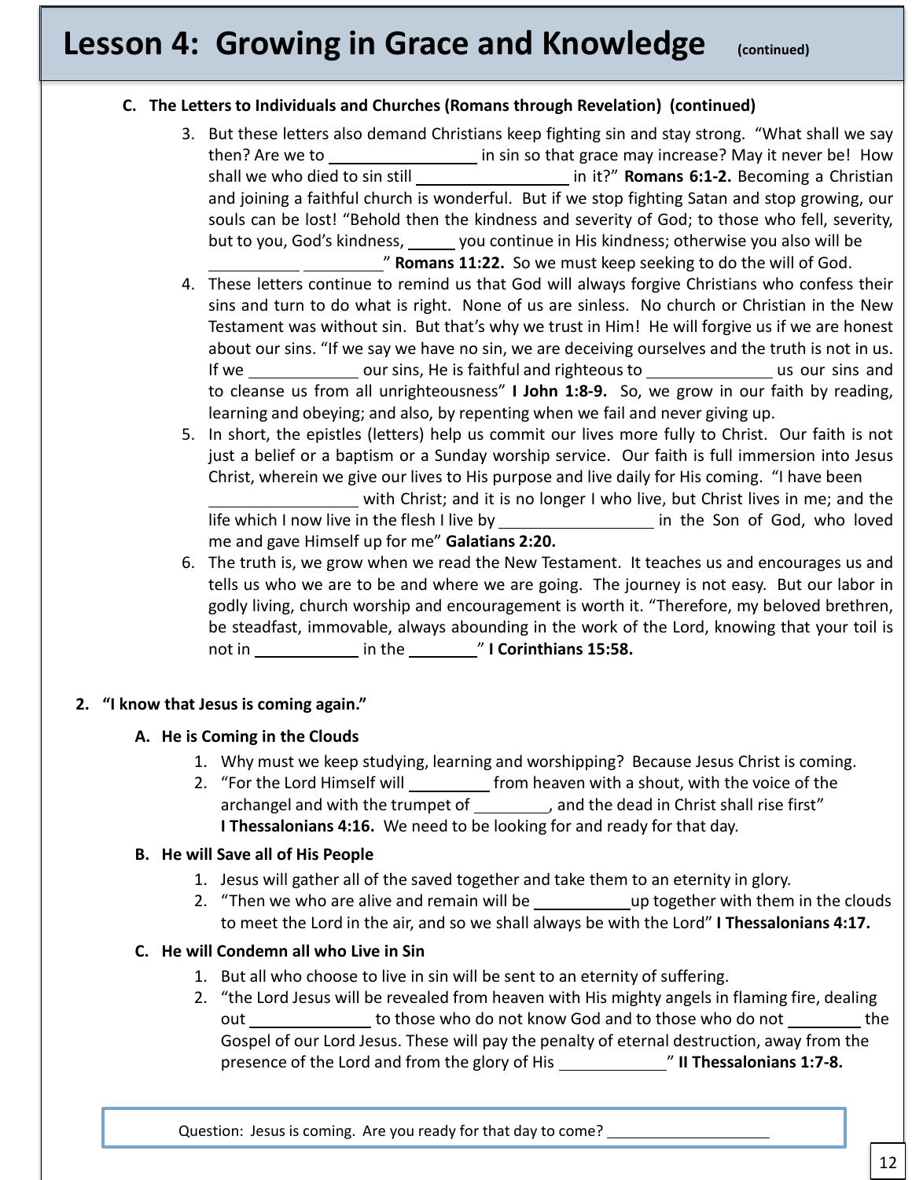# Lesson 4: Growing in Grace and Knowledge (continued)

**C. The Letters to Individuals and Churches (Romans through Revelation) (continued)**

3. But these letters also demand Christians keep fighting sin and stay strong. "What shall we say then? Are we to ________________ in sin so that grace may increase? May it never be! How shall we who died to sin still ________________ in it?" **Romans 6:1-2.** Becoming a Christian and joining a faithful church is wonderful. But if we stop fighting Satan and stop growing, our souls can be lost! "Behold then the kindness and severity of God; to those who fell, severity, but to you, God's kindness, _____ you continue in His kindness; otherwise you also will be __________ _________" **Romans 11:22.** So we must keep seeking to do the will of God.
4. These letters continue to remind us that God will always forgive Christians who confess their sins and turn to do what is right. None of us are sinless. No church or Christian in the New Testament was without sin. But that's why we trust in Him! He will forgive us if we are honest about our sins. "If we say we have no sin, we are deceiving ourselves and the truth is not in us. If we ___________ our sins, He is faithful and righteous to _____________ us our sins and to cleanse us from all unrighteousness" **I John 1:8-9.** So, we grow in our faith by reading, learning and obeying; and also, by repenting when we fail and never giving up.
5. In short, the epistles (letters) help us commit our lives more fully to Christ. Our faith is not just a belief or a baptism or a Sunday worship service. Our faith is full immersion into Jesus Christ, wherein we give our lives to His purpose and live daily for His coming. "I have been ________________ with Christ; and it is no longer I who live, but Christ lives in me; and the life which I now live in the flesh I live by ________________ in the Son of God, who loved me and gave Himself up for me" **Galatians 2:20.**
6. The truth is, we grow when we read the New Testament. It teaches us and encourages us and tells us who we are to be and where we are going. The journey is not easy. But our labor in godly living, church worship and encouragement is worth it. "Therefore, my beloved brethren, be steadfast, immovable, always abounding in the work of the Lord, knowing that your toil is not in ___________ in the ________" **I Corinthians 15:58.**

## 2. "I know that Jesus is coming again."

**A. He is Coming in the Clouds**

1. Why must we keep studying, learning and worshipping? Because Jesus Christ is coming.
2. "For the Lord Himself will _________ from heaven with a shout, with the voice of the archangel and with the trumpet of ________, and the dead in Christ shall rise first" **I Thessalonians 4:16.** We need to be looking for and ready for that day.

**B. He will Save all of His People**

1. Jesus will gather all of the saved together and take them to an eternity in glory.
2. "Then we who are alive and remain will be __________ up together with them in the clouds to meet the Lord in the air, and so we shall always be with the Lord" **I Thessalonians 4:17.**

**C. He will Condemn all who Live in Sin**

1. But all who choose to live in sin will be sent to an eternity of suffering.
2. "the Lord Jesus will be revealed from heaven with His mighty angels in flaming fire, dealing out _____________ to those who do not know God and to those who do not ________ the Gospel of our Lord Jesus. These will pay the penalty of eternal destruction, away from the presence of the Lord and from the glory of His ___________" **II Thessalonians 1:7-8.**

Question: Jesus is coming. Are you ready for that day to come? ____________________